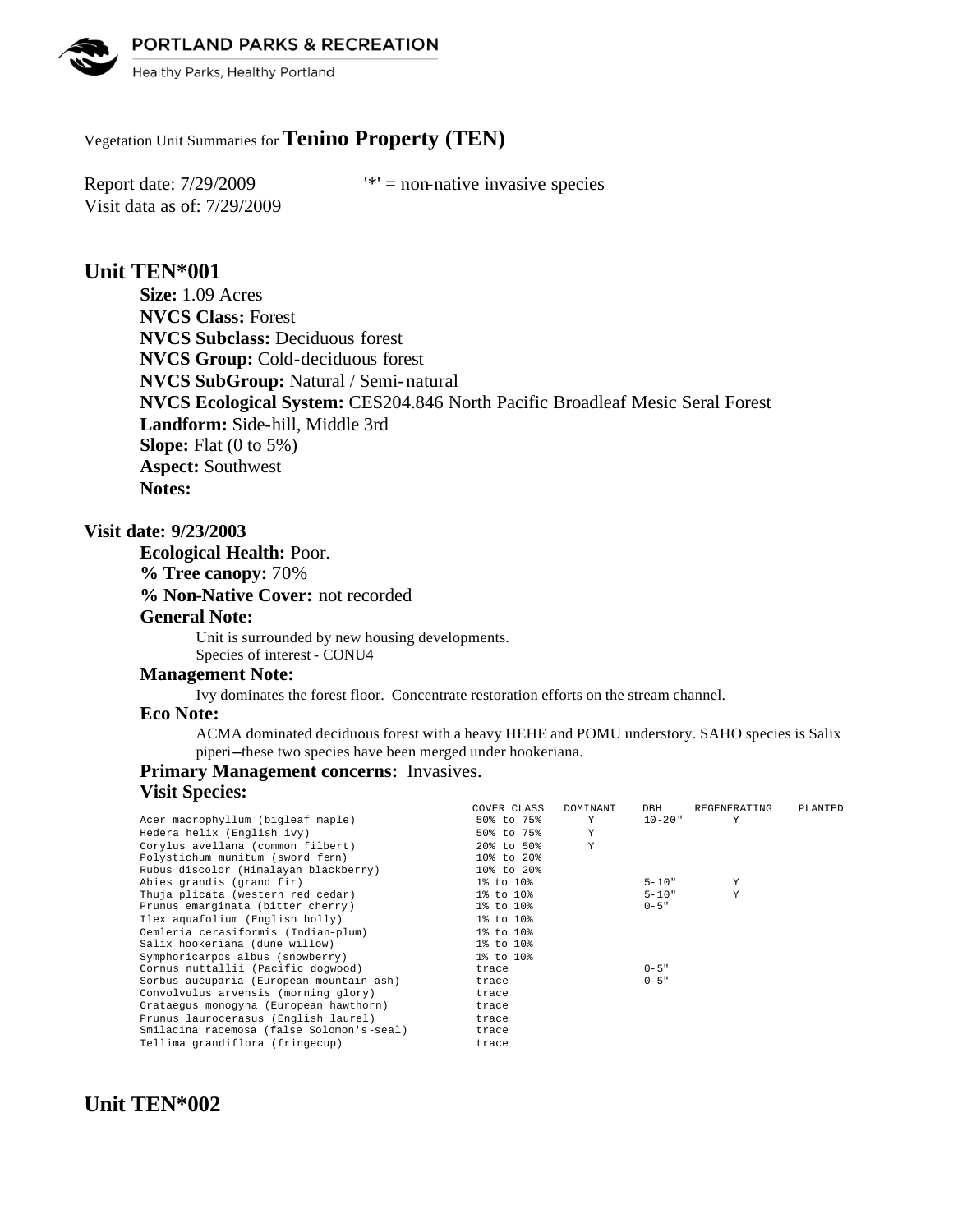PORTLAND PARKS & RECREATION

Healthy Parks, Healthy Portland

Vegetation Unit Summaries for **Tenino Property (TEN)**

Report date: 7/29/2009 '*' = non-native invasive species

Visit data as of: 7/29/2009

## Unit TEN*001

**Size:** 1.09 Acres
**NVCS Class:** Forest
**NVCS Subclass:** Deciduous forest
**NVCS Group:** Cold-deciduous forest
**NVCS SubGroup:** Natural / Semi-natural
**NVCS Ecological System:** CES204.846 North Pacific Broadleaf Mesic Seral Forest
**Landform:** Side-hill, Middle 3rd
**Slope:** Flat (0 to 5%)
**Aspect:** Southwest
**Notes:**

### Visit date: 9/23/2003

**Ecological Health:** Poor.
**% Tree canopy:** 70%
**% Non-Native Cover:** not recorded

**General Note:**

Unit is surrounded by new housing developments.
Species of interest - CONU4

**Management Note:**

Ivy dominates the forest floor. Concentrate restoration efforts on the stream channel.

**Eco Note:**

ACMA dominated deciduous forest with a heavy HEHE and POMU understory. SAHO species is Salix piperi--these two species have been merged under hookeriana.

**Primary Management concerns:** Invasives.

**Visit Species:**

| | COVER CLASS | DOMINANT | DBH | REGENERATING | PLANTED |
|---|---|---|---|---|---|
| Acer macrophyllum (bigleaf maple) | 50% to 75% | Y | 10-20" | Y | |
| Hedera helix (English ivy) | 50% to 75% | Y | | | |
| Corylus avellana (common filbert) | 20% to 50% | Y | | | |
| Polystichum munitum (sword fern) | 10% to 20% | | | | |
| Rubus discolor (Himalayan blackberry) | 10% to 20% | | | | |
| Abies grandis (grand fir) | 1% to 10% | | 5-10" | Y | |
| Thuja plicata (western red cedar) | 1% to 10% | | 5-10" | Y | |
| Prunus emarginata (bitter cherry) | 1% to 10% | | 0-5" | | |
| Ilex aquafolium (English holly) | 1% to 10% | | | | |
| Oemleria cerasiformis (Indian-plum) | 1% to 10% | | | | |
| Salix hookeriana (dune willow) | 1% to 10% | | | | |
| Symphoricarpos albus (snowberry) | 1% to 10% | | | | |
| Cornus nuttallii (Pacific dogwood) | trace | | 0-5" | | |
| Sorbus aucuparia (European mountain ash) | trace | | 0-5" | | |
| Convolvulus arvensis (morning glory) | trace | | | | |
| Crataegus monogyna (European hawthorn) | trace | | | | |
| Prunus laurocerasus (English laurel) | trace | | | | |
| Smilacina racemosa (false Solomon's-seal) | trace | | | | |
| Tellima grandiflora (fringecup) | trace | | | | |

## Unit TEN*002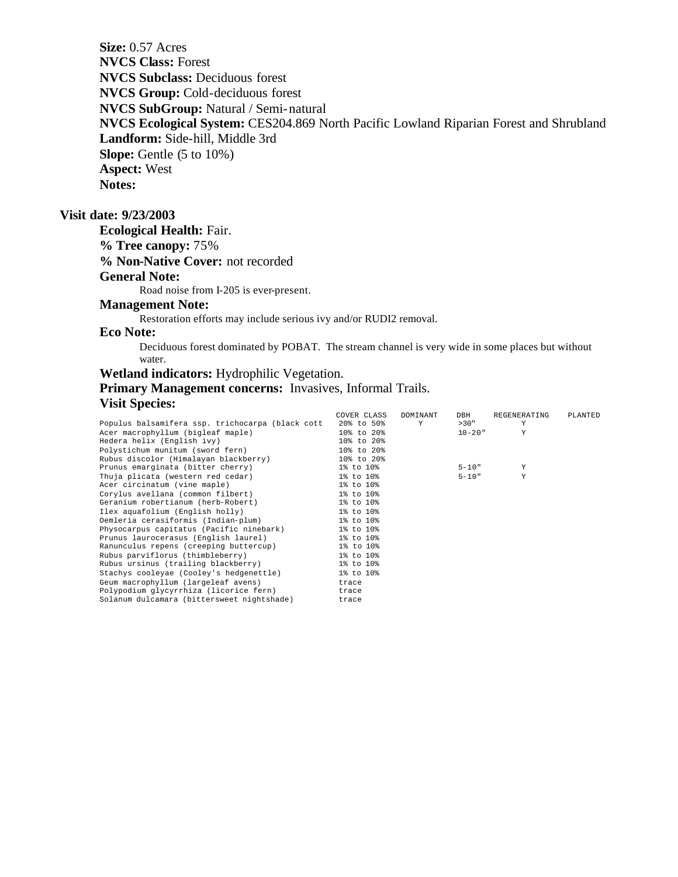**Size:** 0.57 Acres
**NVCS Class:** Forest
**NVCS Subclass:** Deciduous forest
**NVCS Group:** Cold-deciduous forest
**NVCS SubGroup:** Natural / Semi-natural
**NVCS Ecological System:** CES204.869 North Pacific Lowland Riparian Forest and Shrubland
**Landform:** Side-hill, Middle 3rd
**Slope:** Gentle (5 to 10%)
**Aspect:** West
**Notes:**

## Visit date: 9/23/2003

**Ecological Health:** Fair.
**% Tree canopy:** 75%
**% Non-Native Cover:** not recorded

**General Note:**

Road noise from I-205 is ever-present.

**Management Note:**

Restoration efforts may include serious ivy and/or RUDI2 removal.

**Eco Note:**

Deciduous forest dominated by POBAT. The stream channel is very wide in some places but without water.

**Wetland indicators:** Hydrophilic Vegetation.
**Primary Management concerns:** Invasives, Informal Trails.
**Visit Species:**

| | COVER CLASS | DOMINANT | DBH | REGENERATING | PLANTED |
|---|---|---|---|---|---|
| Populus balsamifera ssp. trichocarpa (black cott | 20% to 50% | Y | >30" | Y | |
| Acer macrophyllum (bigleaf maple) | 10% to 20% | | 10-20" | Y | |
| Hedera helix (English ivy) | 10% to 20% | | | | |
| Polystichum munitum (sword fern) | 10% to 20% | | | | |
| Rubus discolor (Himalayan blackberry) | 10% to 20% | | | | |
| Prunus emarginata (bitter cherry) | 1% to 10% | | 5-10" | Y | |
| Thuja plicata (western red cedar) | 1% to 10% | | 5-10" | Y | |
| Acer circinatum (vine maple) | 1% to 10% | | | | |
| Corylus avellana (common filbert) | 1% to 10% | | | | |
| Geranium robertianum (herb-Robert) | 1% to 10% | | | | |
| Ilex aquafolium (English holly) | 1% to 10% | | | | |
| Oemleria cerasiformis (Indian-plum) | 1% to 10% | | | | |
| Physocarpus capitatus (Pacific ninebark) | 1% to 10% | | | | |
| Prunus laurocerasus (English laurel) | 1% to 10% | | | | |
| Ranunculus repens (creeping buttercup) | 1% to 10% | | | | |
| Rubus parviflorus (thimbleberry) | 1% to 10% | | | | |
| Rubus ursinus (trailing blackberry) | 1% to 10% | | | | |
| Stachys cooleyae (Cooley's hedgenettle) | 1% to 10% | | | | |
| Geum macrophyllum (largeleaf avens) | trace | | | | |
| Polypodium glycyrrhiza (licorice fern) | trace | | | | |
| Solanum dulcamara (bittersweet nightshade) | trace | | | | |